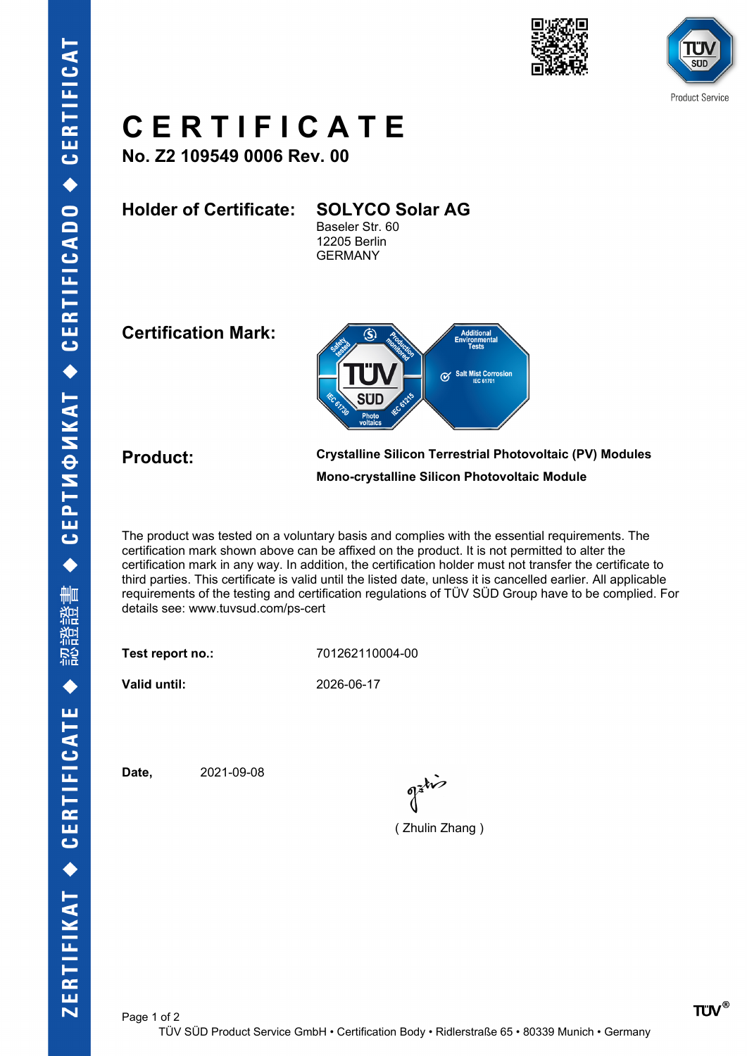# CERTIFICATE

**No. Z2 109549 0006 Rev. 00**

**Holder of Certificate:** **SOLYCO Solar AG**
Baseler Str. 60
12205 Berlin
GERMANY

**Certification Mark:**

**Product:** **Crystalline Silicon Terrestrial Photovoltaic (PV) Modules**
**Mono-crystalline Silicon Photovoltaic Module**

The product was tested on a voluntary basis and complies with the essential requirements. The certification mark shown above can be affixed on the product. It is not permitted to alter the certification mark in any way. In addition, the certification holder must not transfer the certificate to third parties. This certificate is valid until the listed date, unless it is cancelled earlier. All applicable requirements of the testing and certification regulations of TÜV SÜD Group have to be complied. For details see: www.tuvsud.com/ps-cert

**Test report no.:** 701262110004-00

**Valid until:** 2026-06-17

**Date,** 2021-09-08

( Zhulin Zhang )

TÜV SÜD Product Service GmbH • Certification Body • Ridlerstraße 65 • 80339 Munich • Germany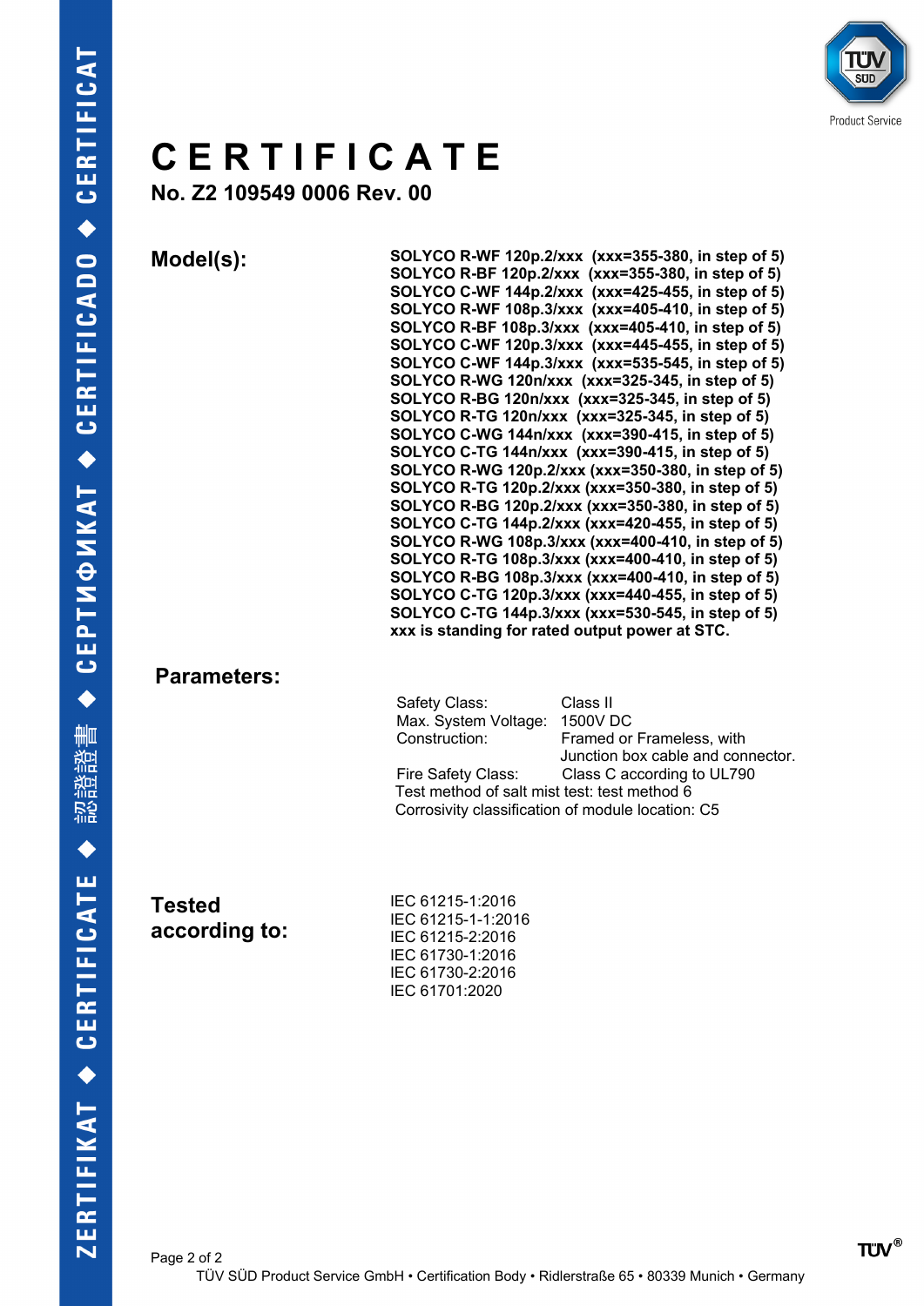# CERTIFICATE

**No. Z2 109549 0006 Rev. 00**

## Model(s):

**SOLYCO R-WF 120p.2/xxx (xxx=355-380, in step of 5)**
**SOLYCO R-BF 120p.2/xxx (xxx=355-380, in step of 5)**
**SOLYCO C-WF 144p.2/xxx (xxx=425-455, in step of 5)**
**SOLYCO R-WF 108p.3/xxx (xxx=405-410, in step of 5)**
**SOLYCO R-BF 108p.3/xxx (xxx=405-410, in step of 5)**
**SOLYCO C-WF 120p.3/xxx (xxx=445-455, in step of 5)**
**SOLYCO C-WF 144p.3/xxx (xxx=535-545, in step of 5)**
**SOLYCO R-WG 120n/xxx (xxx=325-345, in step of 5)**
**SOLYCO R-BG 120n/xxx (xxx=325-345, in step of 5)**
**SOLYCO R-TG 120n/xxx (xxx=325-345, in step of 5)**
**SOLYCO C-WG 144n/xxx (xxx=390-415, in step of 5)**
**SOLYCO C-TG 144n/xxx (xxx=390-415, in step of 5)**
**SOLYCO R-WG 120p.2/xxx (xxx=350-380, in step of 5)**
**SOLYCO R-TG 120p.2/xxx (xxx=350-380, in step of 5)**
**SOLYCO R-BG 120p.2/xxx (xxx=350-380, in step of 5)**
**SOLYCO C-TG 144p.2/xxx (xxx=420-455, in step of 5)**
**SOLYCO R-WG 108p.3/xxx (xxx=400-410, in step of 5)**
**SOLYCO R-TG 108p.3/xxx (xxx=400-410, in step of 5)**
**SOLYCO R-BG 108p.3/xxx (xxx=400-410, in step of 5)**
**SOLYCO C-TG 120p.3/xxx (xxx=440-455, in step of 5)**
**SOLYCO C-TG 144p.3/xxx (xxx=530-545, in step of 5)**
**xxx is standing for rated output power at STC.**

## Parameters:

| | |
|---|---|
| Safety Class: | Class II |
| Max. System Voltage: | 1500V DC |
| Construction: | Framed or Frameless, with Junction box cable and connector. |
| Fire Safety Class: | Class C according to UL790 |

Test method of salt mist test: test method 6
Corrosivity classification of module location: C5

## Tested according to:

IEC 61215-1:2016
IEC 61215-1-1:2016
IEC 61215-2:2016
IEC 61730-1:2016
IEC 61730-2:2016
IEC 61701:2020

TÜV SÜD Product Service GmbH • Certification Body • Ridlerstraße 65 • 80339 Munich • Germany